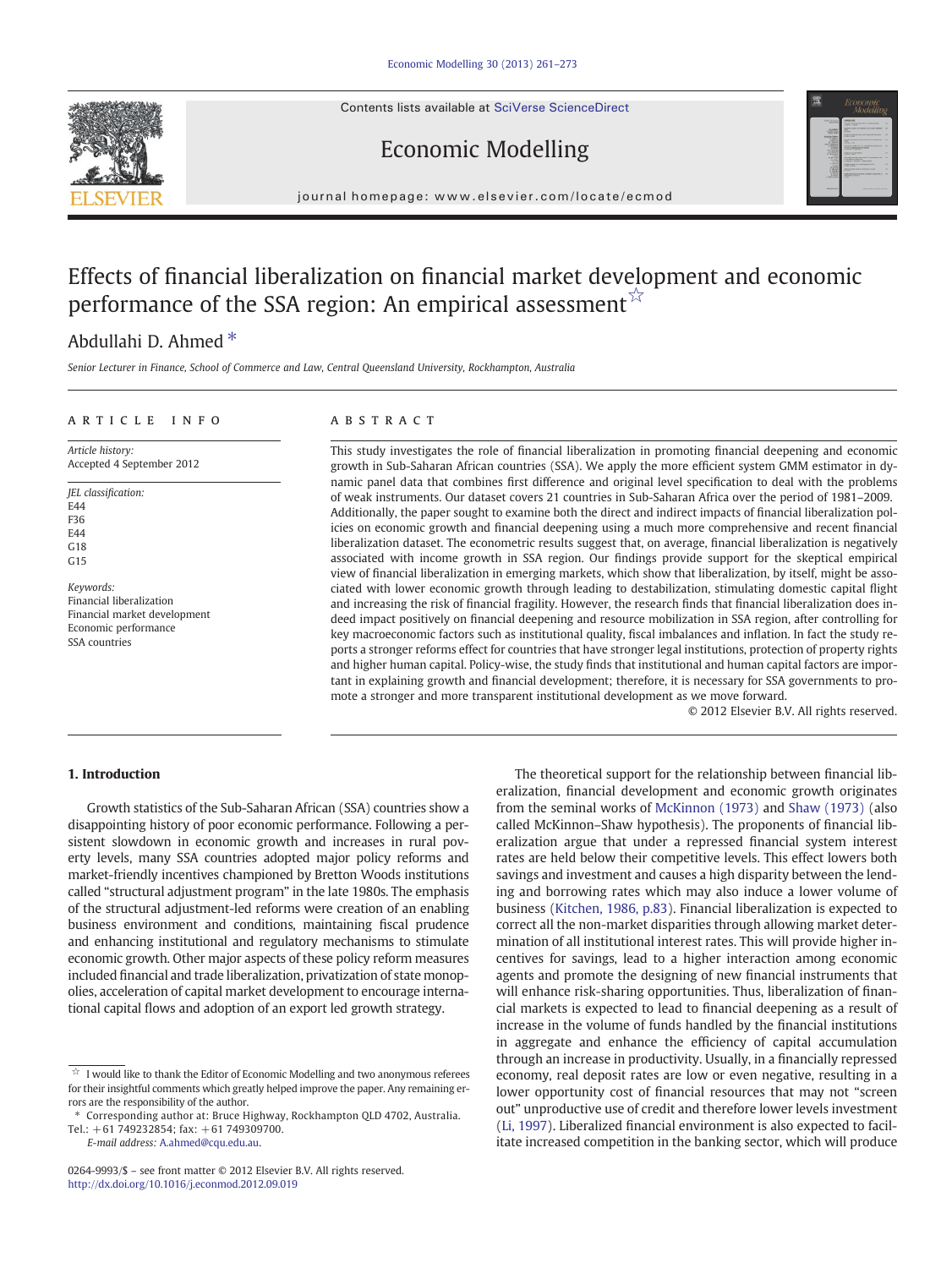# Effects of financial liberalization on financial market development and economic performance of the SSA region: An empirical assessment ☆

Abdullahi D. Ahmed *

*Senior Lecturer in Finance, School of Commerce and Law, Central Queensland University, Rockhampton, Australia*

## ARTICLE INFO

*Article history:*
Accepted 4 September 2012

*JEL classification:*
E44
F36
E44
G18
G15

*Keywords:*
Financial liberalization
Financial market development
Economic performance
SSA countries

## ABSTRACT

This study investigates the role of financial liberalization in promoting financial deepening and economic growth in Sub-Saharan African countries (SSA). We apply the more efficient system GMM estimator in dynamic panel data that combines first difference and original level specification to deal with the problems of weak instruments. Our dataset covers 21 countries in Sub-Saharan Africa over the period of 1981–2009. Additionally, the paper sought to examine both the direct and indirect impacts of financial liberalization policies on economic growth and financial deepening using a much more comprehensive and recent financial liberalization dataset. The econometric results suggest that, on average, financial liberalization is negatively associated with income growth in SSA region. Our findings provide support for the skeptical empirical view of financial liberalization in emerging markets, which show that liberalization, by itself, might be associated with lower economic growth through leading to destabilization, stimulating domestic capital flight and increasing the risk of financial fragility. However, the research finds that financial liberalization does indeed impact positively on financial deepening and resource mobilization in SSA region, after controlling for key macroeconomic factors such as institutional quality, fiscal imbalances and inflation. In fact the study reports a stronger reforms effect for countries that have stronger legal institutions, protection of property rights and higher human capital. Policy-wise, the study finds that institutional and human capital factors are important in explaining growth and financial development; therefore, it is necessary for SSA governments to promote a stronger and more transparent institutional development as we move forward.

© 2012 Elsevier B.V. All rights reserved.

## 1. Introduction

Growth statistics of the Sub-Saharan African (SSA) countries show a disappointing history of poor economic performance. Following a persistent slowdown in economic growth and increases in rural poverty levels, many SSA countries adopted major policy reforms and market-friendly incentives championed by Bretton Woods institutions called "structural adjustment program" in the late 1980s. The emphasis of the structural adjustment-led reforms were creation of an enabling business environment and conditions, maintaining fiscal prudence and enhancing institutional and regulatory mechanisms to stimulate economic growth. Other major aspects of these policy reform measures included financial and trade liberalization, privatization of state monopolies, acceleration of capital market development to encourage international capital flows and adoption of an export led growth strategy.

The theoretical support for the relationship between financial liberalization, financial development and economic growth originates from the seminal works of McKinnon (1973) and Shaw (1973) (also called McKinnon–Shaw hypothesis). The proponents of financial liberalization argue that under a repressed financial system interest rates are held below their competitive levels. This effect lowers both savings and investment and causes a high disparity between the lending and borrowing rates which may also induce a lower volume of business (Kitchen, 1986, p.83). Financial liberalization is expected to correct all the non-market disparities through allowing market determination of all institutional interest rates. This will provide higher incentives for savings, lead to a higher interaction among economic agents and promote the designing of new financial instruments that will enhance risk-sharing opportunities. Thus, liberalization of financial markets is expected to lead to financial deepening as a result of increase in the volume of funds handled by the financial institutions in aggregate and enhance the efficiency of capital accumulation through an increase in productivity. Usually, in a financially repressed economy, real deposit rates are low or even negative, resulting in a lower opportunity cost of financial resources that may not "screen out" unproductive use of credit and therefore lower levels investment (Li, 1997). Liberalized financial environment is also expected to facilitate increased competition in the banking sector, which will produce

☆ I would like to thank the Editor of Economic Modelling and two anonymous referees for their insightful comments which greatly helped improve the paper. Any remaining errors are the responsibility of the author.

* Corresponding author at: Bruce Highway, Rockhampton QLD 4702, Australia. Tel.: +61 749232854; fax: +61 749309700.
*E-mail address:* A.ahmed@cqu.edu.au.

0264-9993/$ – see front matter © 2012 Elsevier B.V. All rights reserved.
http://dx.doi.org/10.1016/j.econmod.2012.09.019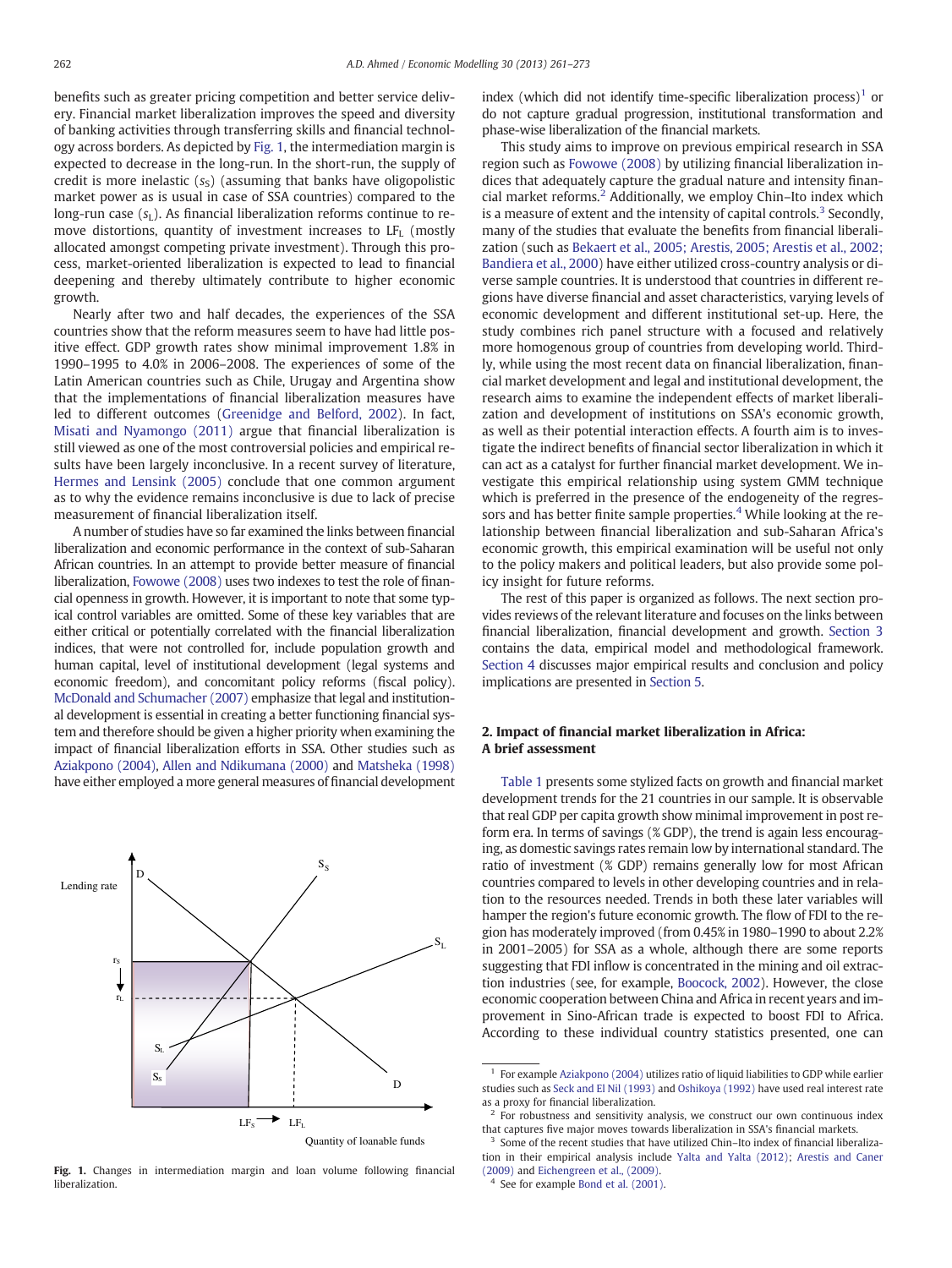benefits such as greater pricing competition and better service delivery. Financial market liberalization improves the speed and diversity of banking activities through transferring skills and financial technology across borders. As depicted by Fig. 1, the intermediation margin is expected to decrease in the long-run. In the short-run, the supply of credit is more inelastic ($s_S$) (assuming that banks have oligopolistic market power as is usual in case of SSA countries) compared to the long-run case ($s_L$). As financial liberalization reforms continue to remove distortions, quantity of investment increases to $LF_L$ (mostly allocated amongst competing private investment). Through this process, market-oriented liberalization is expected to lead to financial deepening and thereby ultimately contribute to higher economic growth.

Nearly after two and half decades, the experiences of the SSA countries show that the reform measures seem to have had little positive effect. GDP growth rates show minimal improvement 1.8% in 1990–1995 to 4.0% in 2006–2008. The experiences of some of the Latin American countries such as Chile, Urugay and Argentina show that the implementations of financial liberalization measures have led to different outcomes (Greenidge and Belford, 2002). In fact, Misati and Nyamongo (2011) argue that financial liberalization is still viewed as one of the most controversial policies and empirical results have been largely inconclusive. In a recent survey of literature, Hermes and Lensink (2005) conclude that one common argument as to why the evidence remains inconclusive is due to lack of precise measurement of financial liberalization itself.

A number of studies have so far examined the links between financial liberalization and economic performance in the context of sub-Saharan African countries. In an attempt to provide better measure of financial liberalization, Fowowe (2008) uses two indexes to test the role of financial openness in growth. However, it is important to note that some typical control variables are omitted. Some of these key variables that are either critical or potentially correlated with the financial liberalization indices, that were not controlled for, include population growth and human capital, level of institutional development (legal systems and economic freedom), and concomitant policy reforms (fiscal policy). McDonald and Schumacher (2007) emphasize that legal and institutional development is essential in creating a better functioning financial system and therefore should be given a higher priority when examining the impact of financial liberalization efforts in SSA. Other studies such as Aziakpono (2004), Allen and Ndikumana (2000) and Matsheka (1998) have either employed a more general measures of financial development index (which did not identify time-specific liberalization process)[1] or do not capture gradual progression, institutional transformation and phase-wise liberalization of the financial markets.

**Fig. 1.** Changes in intermediation margin and loan volume following financial liberalization.

This study aims to improve on previous empirical research in SSA region such as Fowowe (2008) by utilizing financial liberalization indices that adequately capture the gradual nature and intensity financial market reforms.[2] Additionally, we employ Chin–Ito index which is a measure of extent and the intensity of capital controls.[3] Secondly, many of the studies that evaluate the benefits from financial liberalization (such as Bekaert et al., 2005; Arestis, 2005; Arestis et al., 2002; Bandiera et al., 2000) have either utilized cross-country analysis or diverse sample countries. It is understood that countries in different regions have diverse financial and asset characteristics, varying levels of economic development and different institutional set-up. Here, the study combines rich panel structure with a focused and relatively more homogenous group of countries from developing world. Thirdly, while using the most recent data on financial liberalization, financial market development and legal and institutional development, the research aims to examine the independent effects of market liberalization and development of institutions on SSA's economic growth, as well as their potential interaction effects. A fourth aim is to investigate the indirect benefits of financial sector liberalization in which it can act as a catalyst for further financial market development. We investigate this empirical relationship using system GMM technique which is preferred in the presence of the endogeneity of the regressors and has better finite sample properties.[4] While looking at the relationship between financial liberalization and sub-Saharan Africa's economic growth, this empirical examination will be useful not only to the policy makers and political leaders, but also provide some policy insight for future reforms.

The rest of this paper is organized as follows. The next section provides reviews of the relevant literature and focuses on the links between financial liberalization, financial development and growth. Section 3 contains the data, empirical model and methodological framework. Section 4 discusses major empirical results and conclusion and policy implications are presented in Section 5.

## 2. Impact of financial market liberalization in Africa: A brief assessment

Table 1 presents some stylized facts on growth and financial market development trends for the 21 countries in our sample. It is observable that real GDP per capita growth show minimal improvement in post reform era. In terms of savings (% GDP), the trend is again less encouraging, as domestic savings rates remain low by international standard. The ratio of investment (% GDP) remains generally low for most African countries compared to levels in other developing countries and in relation to the resources needed. Trends in both these later variables will hamper the region's future economic growth. The flow of FDI to the region has moderately improved (from 0.45% in 1980–1990 to about 2.2% in 2001–2005) for SSA as a whole, although there are some reports suggesting that FDI inflow is concentrated in the mining and oil extraction industries (see, for example, Boocock, 2002). However, the close economic cooperation between China and Africa in recent years and improvement in Sino-African trade is expected to boost FDI to Africa. According to these individual country statistics presented, one can

[1] For example Aziakpono (2004) utilizes ratio of liquid liabilities to GDP while earlier studies such as Seck and El Nil (1993) and Oshikoya (1992) have used real interest rate as a proxy for financial liberalization.

[2] For robustness and sensitivity analysis, we construct our own continuous index that captures five major moves towards liberalization in SSA's financial markets.

[3] Some of the recent studies that have utilized Chin–Ito index of financial liberalization in their empirical analysis include Yalta and Yalta (2012); Arestis and Caner (2009) and Eichengreen et al., (2009).

[4] See for example Bond et al. (2001).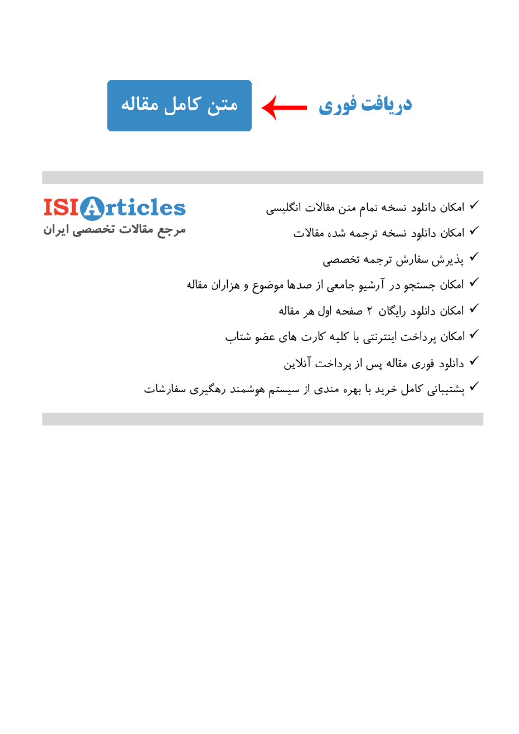دریافت فوری ← متن کامل مقاله

**ISIArticles**
مرجع مقالات تخصصی ایران

- ✓ امکان دانلود نسخه تمام متن مقالات انگلیسی
- ✓ امکان دانلود نسخه ترجمه شده مقالات
- ✓ پذیرش سفارش ترجمه تخصصی
- ✓ امکان جستجو در آرشیو جامعی از صدها موضوع و هزاران مقاله
- ✓ امکان دانلود رایگان ۲ صفحه اول هر مقاله
- ✓ امکان پرداخت اینترنتی با کلیه کارت های عضو شتاب
- ✓ دانلود فوری مقاله پس از پرداخت آنلاین
- ✓ پشتیبانی کامل خرید با بهره مندی از سیستم هوشمند رهگیری سفارشات